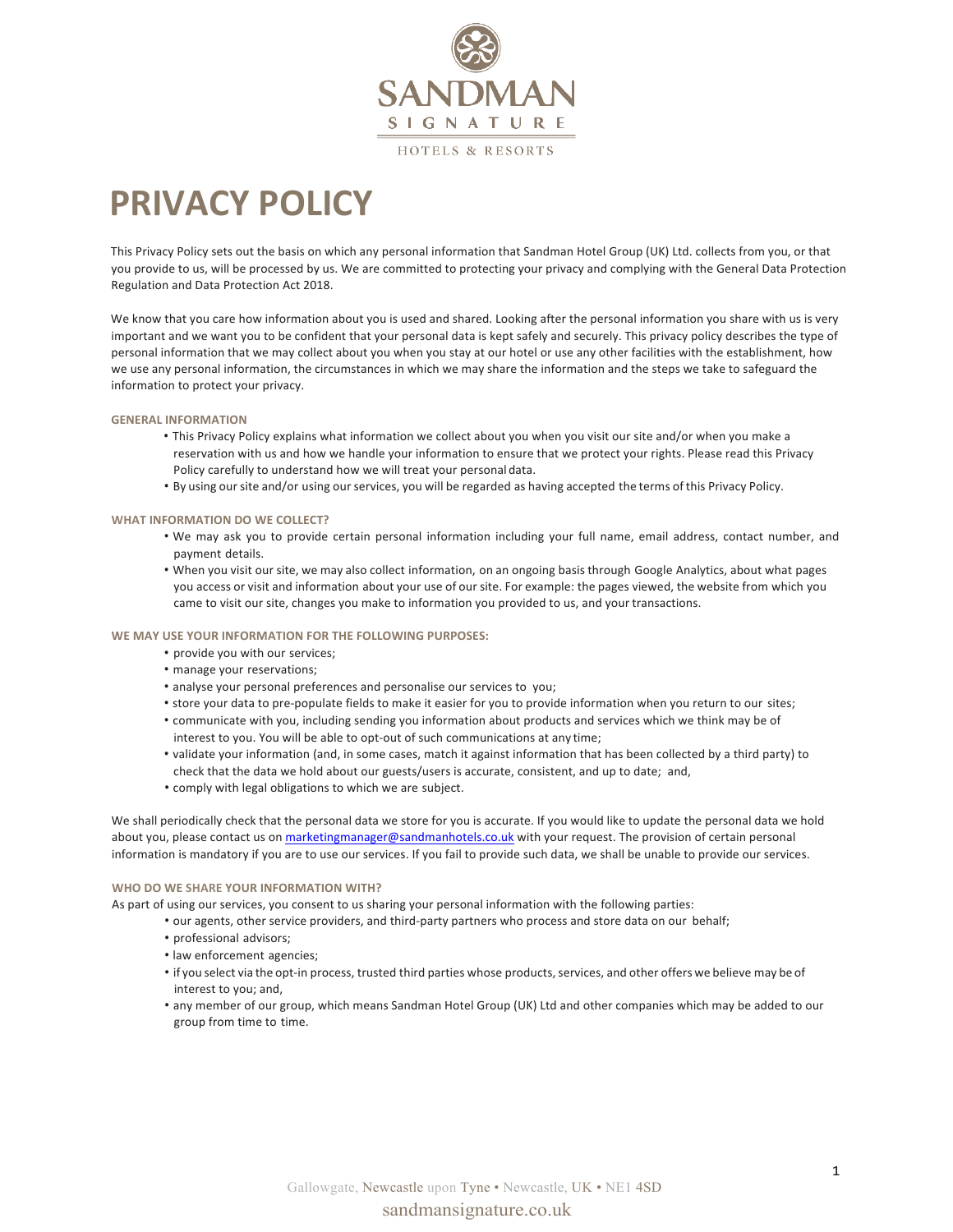SANDMAN SIGNATURE

HOTELS & RESORTS

# PRIVACY POLICY

This Privacy Policy sets out the basis on which any personal information that Sandman Hotel Group (UK) Ltd. collects from you, or that you provide to us, will be processed by us. We are committed to protecting your privacy and complying with the General Data Protection Regulation and Data Protection Act 2018.

We know that you care how information about you is used and shared. Looking after the personal information you share with us is very important and we want you to be confident that your personal data is kept safely and securely. This privacy policy describes the type of personal information that we may collect about you when you stay at our hotel or use any other facilities with the establishment, how we use any personal information, the circumstances in which we may share the information and the steps we take to safeguard the information to protect your privacy.

### GENERAL INFORMATION

- This Privacy Policy explains what information we collect about you when you visit our site and/or when you make a reservation with us and how we handle your information to ensure that we protect your rights. Please read this Privacy Policy carefully to understand how we will treat your personal data.
- By using our site and/or using our services, you will be regarded as having accepted the terms of this Privacy Policy.

### WHAT INFORMATION DO WE COLLECT?

- We may ask you to provide certain personal information including your full name, email address, contact number, and payment details.
- When you visit our site, we may also collect information, on an ongoing basis through Google Analytics, about what pages you access or visit and information about your use of our site. For example: the pages viewed, the website from which you came to visit our site, changes you make to information you provided to us, and your transactions.

### WE MAY USE YOUR INFORMATION FOR THE FOLLOWING PURPOSES:

- provide you with our services;
- manage your reservations;
- analyse your personal preferences and personalise our services to you;
- store your data to pre-populate fields to make it easier for you to provide information when you return to our sites;
- communicate with you, including sending you information about products and services which we think may be of interest to you. You will be able to opt-out of such communications at any time;
- validate your information (and, in some cases, match it against information that has been collected by a third party) to check that the data we hold about our guests/users is accurate, consistent, and up to date; and,
- comply with legal obligations to which we are subject.

We shall periodically check that the personal data we store for you is accurate. If you would like to update the personal data we hold about you, please contact us on marketingmanager@sandmanhotels.co.uk with your request. The provision of certain personal information is mandatory if you are to use our services. If you fail to provide such data, we shall be unable to provide our services.

### WHO DO WE SHARE YOUR INFORMATION WITH?

As part of using our services, you consent to us sharing your personal information with the following parties:

- our agents, other service providers, and third-party partners who process and store data on our behalf;
- professional advisors;
- law enforcement agencies;
- if you select via the opt-in process, trusted third parties whose products, services, and other offers we believe may be of interest to you; and,
- any member of our group, which means Sandman Hotel Group (UK) Ltd and other companies which may be added to our group from time to time.

Gallowgate, Newcastle upon Tyne • Newcastle, UK • NE1 4SD

sandmansignature.co.uk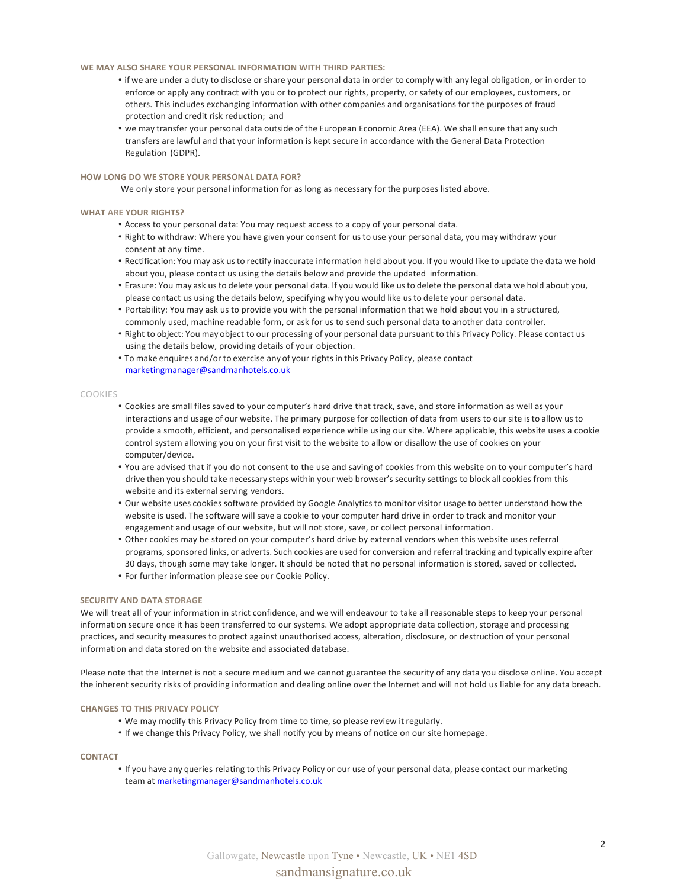**WE MAY ALSO SHARE YOUR PERSONAL INFORMATION WITH THIRD PARTIES:**

- if we are under a duty to disclose or share your personal data in order to comply with any legal obligation, or in order to enforce or apply any contract with you or to protect our rights, property, or safety of our employees, customers, or others. This includes exchanging information with other companies and organisations for the purposes of fraud protection and credit risk reduction; and
- we may transfer your personal data outside of the European Economic Area (EEA). We shall ensure that any such transfers are lawful and that your information is kept secure in accordance with the General Data Protection Regulation (GDPR).

**HOW LONG DO WE STORE YOUR PERSONAL DATA FOR?**

We only store your personal information for as long as necessary for the purposes listed above.

**WHAT ARE YOUR RIGHTS?**

- Access to your personal data: You may request access to a copy of your personal data.
- Right to withdraw: Where you have given your consent for us to use your personal data, you may withdraw your consent at any time.
- Rectification: You may ask us to rectify inaccurate information held about you. If you would like to update the data we hold about you, please contact us using the details below and provide the updated information.
- Erasure: You may ask us to delete your personal data. If you would like us to delete the personal data we hold about you, please contact us using the details below, specifying why you would like us to delete your personal data.
- Portability: You may ask us to provide you with the personal information that we hold about you in a structured, commonly used, machine readable form, or ask for us to send such personal data to another data controller.
- Right to object: You may object to our processing of your personal data pursuant to this Privacy Policy. Please contact us using the details below, providing details of your objection.
- To make enquires and/or to exercise any of your rights in this Privacy Policy, please contact marketingmanager@sandmanhotels.co.uk

COOKIES

- Cookies are small files saved to your computer's hard drive that track, save, and store information as well as your interactions and usage of our website. The primary purpose for collection of data from users to our site is to allow us to provide a smooth, efficient, and personalised experience while using our site. Where applicable, this website uses a cookie control system allowing you on your first visit to the website to allow or disallow the use of cookies on your computer/device.
- You are advised that if you do not consent to the use and saving of cookies from this website on to your computer's hard drive then you should take necessary steps within your web browser's security settings to block all cookies from this website and its external serving vendors.
- Our website uses cookies software provided by Google Analytics to monitor visitor usage to better understand how the website is used. The software will save a cookie to your computer hard drive in order to track and monitor your engagement and usage of our website, but will not store, save, or collect personal information.
- Other cookies may be stored on your computer's hard drive by external vendors when this website uses referral programs, sponsored links, or adverts. Such cookies are used for conversion and referral tracking and typically expire after 30 days, though some may take longer. It should be noted that no personal information is stored, saved or collected.
- For further information please see our Cookie Policy.

**SECURITY AND DATA STORAGE**

We will treat all of your information in strict confidence, and we will endeavour to take all reasonable steps to keep your personal information secure once it has been transferred to our systems. We adopt appropriate data collection, storage and processing practices, and security measures to protect against unauthorised access, alteration, disclosure, or destruction of your personal information and data stored on the website and associated database.

Please note that the Internet is not a secure medium and we cannot guarantee the security of any data you disclose online. You accept the inherent security risks of providing information and dealing online over the Internet and will not hold us liable for any data breach.

**CHANGES TO THIS PRIVACY POLICY**

- We may modify this Privacy Policy from time to time, so please review it regularly.
- If we change this Privacy Policy, we shall notify you by means of notice on our site homepage.

**CONTACT**

- If you have any queries relating to this Privacy Policy or our use of your personal data, please contact our marketing team at marketingmanager@sandmanhotels.co.uk